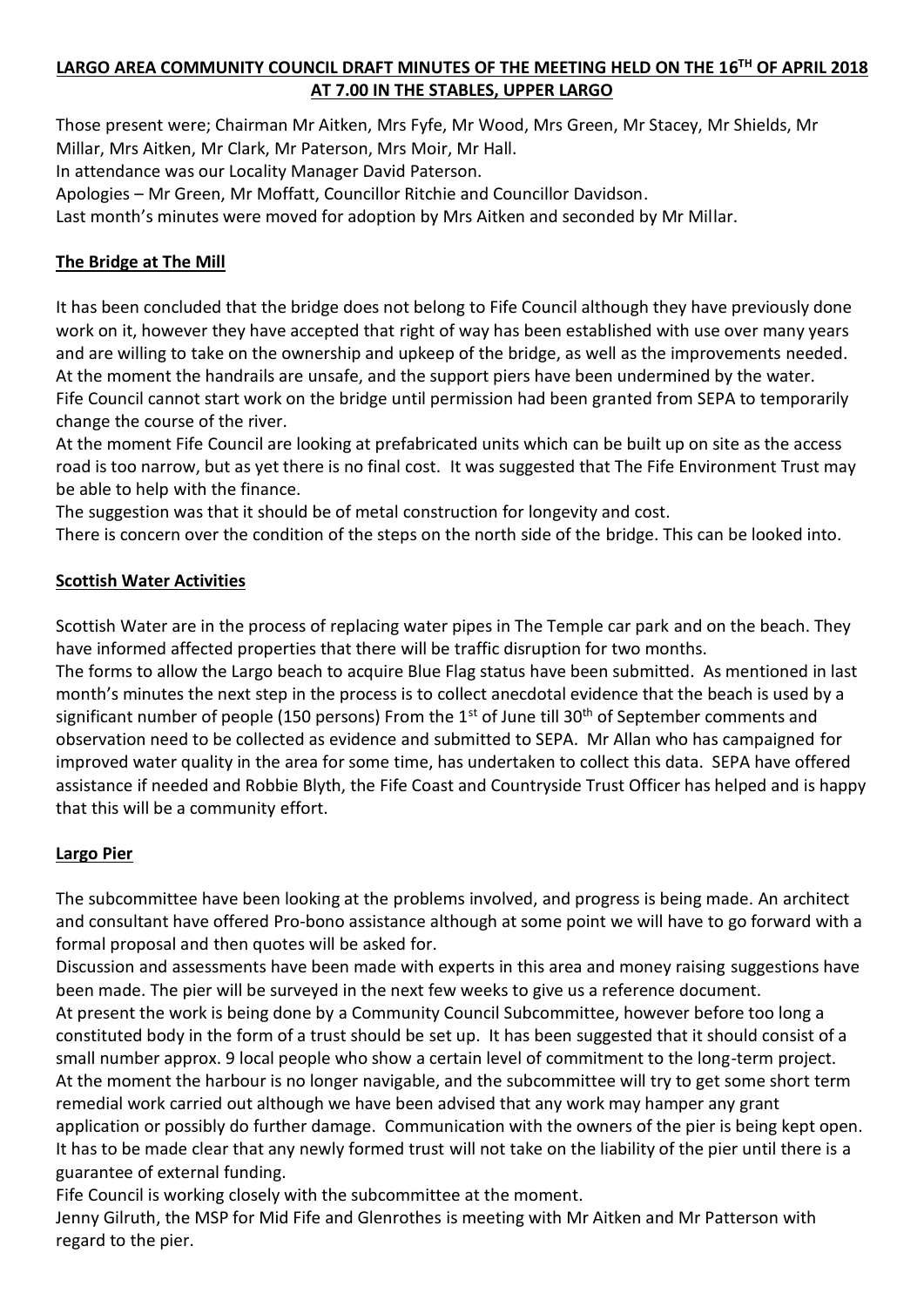**LARGO AREA COMMUNITY COUNCIL DRAFT MINUTES OF THE MEETING HELD ON THE 16TH OF APRIL 2018 AT 7.00 IN THE STABLES, UPPER LARGO**

Those present were; Chairman Mr Aitken, Mrs Fyfe, Mr Wood, Mrs Green, Mr Stacey, Mr Shields, Mr Millar, Mrs Aitken, Mr Clark, Mr Paterson, Mrs Moir, Mr Hall.
In attendance was our Locality Manager David Paterson.
Apologies – Mr Green, Mr Moffatt, Councillor Ritchie and Councillor Davidson.
Last month's minutes were moved for adoption by Mrs Aitken and seconded by Mr Millar.

**The Bridge at The Mill**

It has been concluded that the bridge does not belong to Fife Council although they have previously done work on it, however they have accepted that right of way has been established with use over many years and are willing to take on the ownership and upkeep of the bridge, as well as the improvements needed. At the moment the handrails are unsafe, and the support piers have been undermined by the water. Fife Council cannot start work on the bridge until permission had been granted from SEPA to temporarily change the course of the river.
At the moment Fife Council are looking at prefabricated units which can be built up on site as the access road is too narrow, but as yet there is no final cost. It was suggested that The Fife Environment Trust may be able to help with the finance.
The suggestion was that it should be of metal construction for longevity and cost.
There is concern over the condition of the steps on the north side of the bridge. This can be looked into.

**Scottish Water Activities**

Scottish Water are in the process of replacing water pipes in The Temple car park and on the beach. They have informed affected properties that there will be traffic disruption for two months.
The forms to allow the Largo beach to acquire Blue Flag status have been submitted. As mentioned in last month's minutes the next step in the process is to collect anecdotal evidence that the beach is used by a significant number of people (150 persons) From the 1st of June till 30th of September comments and observation need to be collected as evidence and submitted to SEPA. Mr Allan who has campaigned for improved water quality in the area for some time, has undertaken to collect this data. SEPA have offered assistance if needed and Robbie Blyth, the Fife Coast and Countryside Trust Officer has helped and is happy that this will be a community effort.

**Largo Pier**

The subcommittee have been looking at the problems involved, and progress is being made. An architect and consultant have offered Pro-bono assistance although at some point we will have to go forward with a formal proposal and then quotes will be asked for.
Discussion and assessments have been made with experts in this area and money raising suggestions have been made. The pier will be surveyed in the next few weeks to give us a reference document.
At present the work is being done by a Community Council Subcommittee, however before too long a constituted body in the form of a trust should be set up. It has been suggested that it should consist of a small number approx. 9 local people who show a certain level of commitment to the long-term project.
At the moment the harbour is no longer navigable, and the subcommittee will try to get some short term remedial work carried out although we have been advised that any work may hamper any grant application or possibly do further damage. Communication with the owners of the pier is being kept open.
It has to be made clear that any newly formed trust will not take on the liability of the pier until there is a guarantee of external funding.
Fife Council is working closely with the subcommittee at the moment.
Jenny Gilruth, the MSP for Mid Fife and Glenrothes is meeting with Mr Aitken and Mr Patterson with regard to the pier.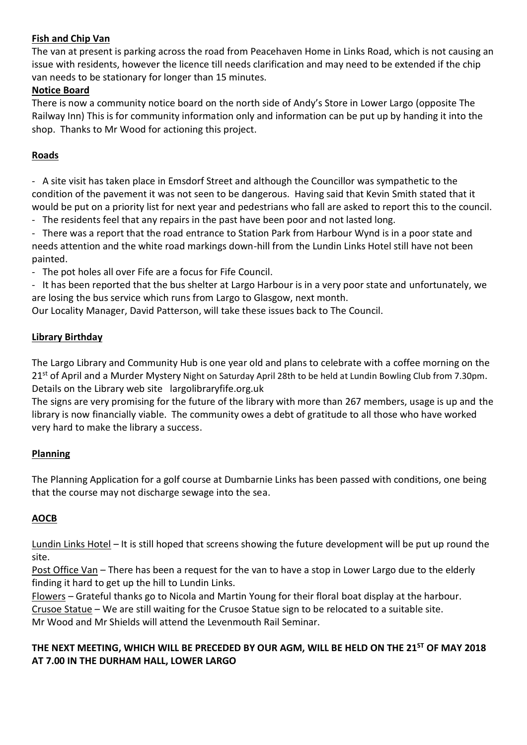**Fish and Chip Van**

The van at present is parking across the road from Peacehaven Home in Links Road, which is not causing an issue with residents, however the licence till needs clarification and may need to be extended if the chip van needs to be stationary for longer than 15 minutes.

**Notice Board**

There is now a community notice board on the north side of Andy's Store in Lower Largo (opposite The Railway Inn) This is for community information only and information can be put up by handing it into the shop. Thanks to Mr Wood for actioning this project.

**Roads**

- A site visit has taken place in Emsdorf Street and although the Councillor was sympathetic to the condition of the pavement it was not seen to be dangerous. Having said that Kevin Smith stated that it would be put on a priority list for next year and pedestrians who fall are asked to report this to the council.
- The residents feel that any repairs in the past have been poor and not lasted long.
- There was a report that the road entrance to Station Park from Harbour Wynd is in a poor state and needs attention and the white road markings down-hill from the Lundin Links Hotel still have not been painted.
- The pot holes all over Fife are a focus for Fife Council.
- It has been reported that the bus shelter at Largo Harbour is in a very poor state and unfortunately, we are losing the bus service which runs from Largo to Glasgow, next month.

Our Locality Manager, David Patterson, will take these issues back to The Council.

**Library Birthday**

The Largo Library and Community Hub is one year old and plans to celebrate with a coffee morning on the 21st of April and a Murder Mystery Night on Saturday April 28th to be held at Lundin Bowling Club from 7.30pm. Details on the Library web site largolibraryfife.org.uk

The signs are very promising for the future of the library with more than 267 members, usage is up and the library is now financially viable. The community owes a debt of gratitude to all those who have worked very hard to make the library a success.

**Planning**

The Planning Application for a golf course at Dumbarnie Links has been passed with conditions, one being that the course may not discharge sewage into the sea.

**AOCB**

Lundin Links Hotel – It is still hoped that screens showing the future development will be put up round the site.

Post Office Van – There has been a request for the van to have a stop in Lower Largo due to the elderly finding it hard to get up the hill to Lundin Links.

Flowers – Grateful thanks go to Nicola and Martin Young for their floral boat display at the harbour.

Crusoe Statue – We are still waiting for the Crusoe Statue sign to be relocated to a suitable site.

Mr Wood and Mr Shields will attend the Levenmouth Rail Seminar.

**THE NEXT MEETING, WHICH WILL BE PRECEDED BY OUR AGM, WILL BE HELD ON THE 21ST OF MAY 2018 AT 7.00 IN THE DURHAM HALL, LOWER LARGO**